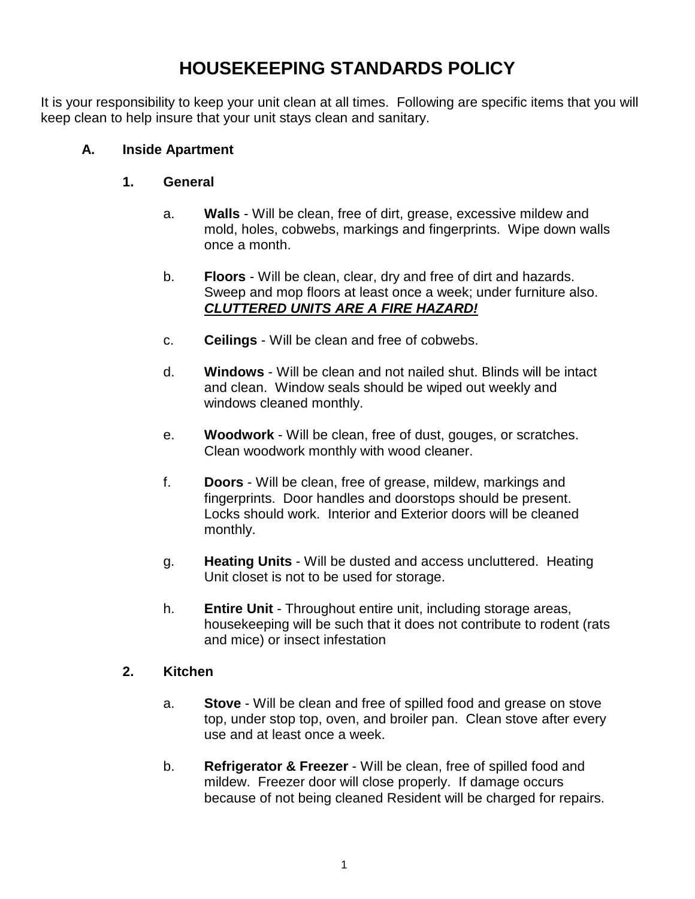# HOUSEKEEPING STANDARDS POLICY

It is your responsibility to keep your unit clean at all times. Following are specific items that you will keep clean to help insure that your unit stays clean and sanitary.

## A. Inside Apartment

### 1. General

a. **Walls** - Will be clean, free of dirt, grease, excessive mildew and mold, holes, cobwebs, markings and fingerprints. Wipe down walls once a month.

b. **Floors** - Will be clean, clear, dry and free of dirt and hazards. Sweep and mop floors at least once a week; under furniture also. ***CLUTTERED UNITS ARE A FIRE HAZARD!***

c. **Ceilings** - Will be clean and free of cobwebs.

d. **Windows** - Will be clean and not nailed shut. Blinds will be intact and clean. Window seals should be wiped out weekly and windows cleaned monthly.

e. **Woodwork** - Will be clean, free of dust, gouges, or scratches. Clean woodwork monthly with wood cleaner.

f. **Doors** - Will be clean, free of grease, mildew, markings and fingerprints. Door handles and doorstops should be present. Locks should work. Interior and Exterior doors will be cleaned monthly.

g. **Heating Units** - Will be dusted and access uncluttered. Heating Unit closet is not to be used for storage.

h. **Entire Unit** - Throughout entire unit, including storage areas, housekeeping will be such that it does not contribute to rodent (rats and mice) or insect infestation

### 2. Kitchen

a. **Stove** - Will be clean and free of spilled food and grease on stove top, under stop top, oven, and broiler pan. Clean stove after every use and at least once a week.

b. **Refrigerator & Freezer** - Will be clean, free of spilled food and mildew. Freezer door will close properly. If damage occurs because of not being cleaned Resident will be charged for repairs.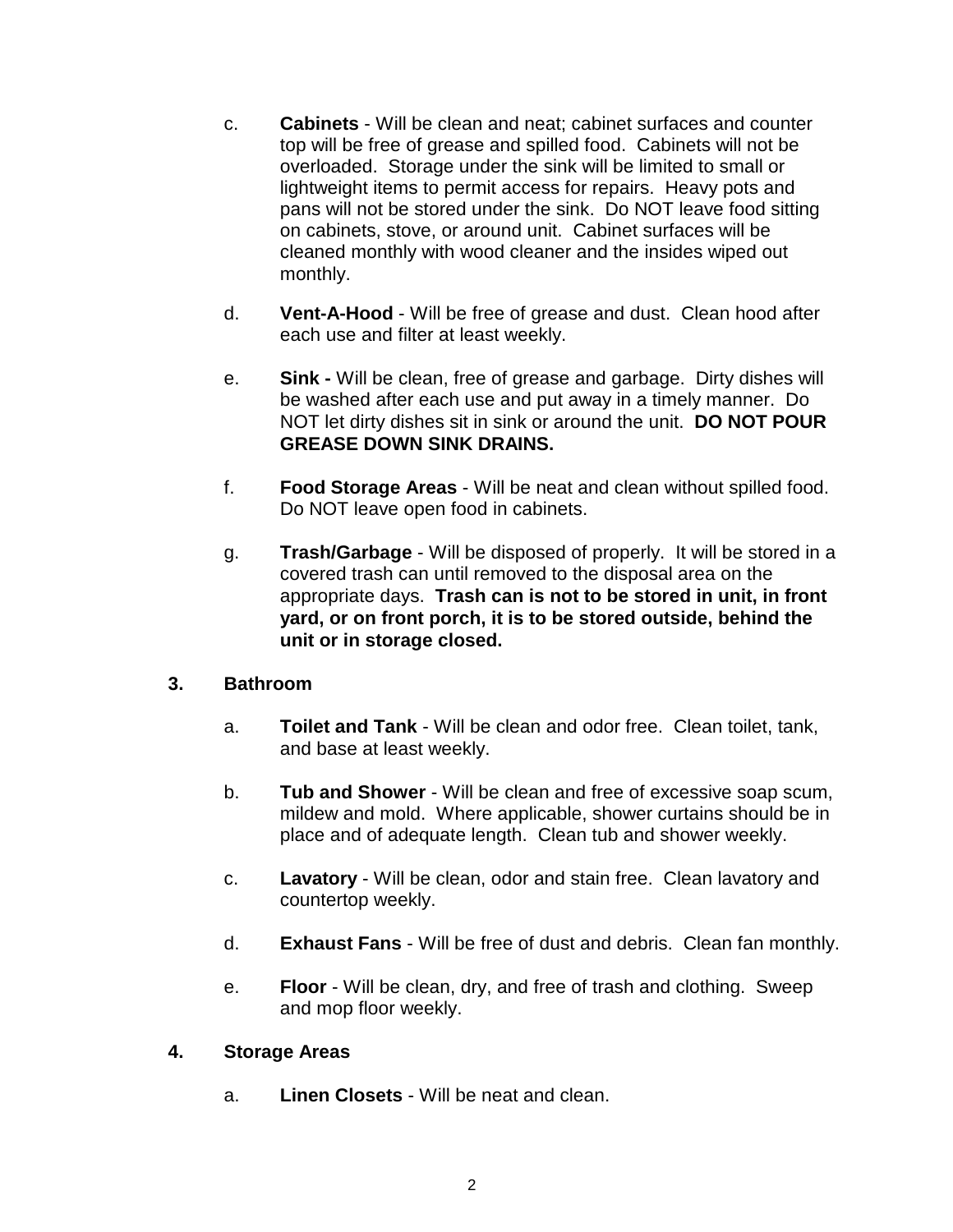c. **Cabinets** - Will be clean and neat; cabinet surfaces and counter top will be free of grease and spilled food. Cabinets will not be overloaded. Storage under the sink will be limited to small or lightweight items to permit access for repairs. Heavy pots and pans will not be stored under the sink. Do NOT leave food sitting on cabinets, stove, or around unit. Cabinet surfaces will be cleaned monthly with wood cleaner and the insides wiped out monthly.

d. **Vent-A-Hood** - Will be free of grease and dust. Clean hood after each use and filter at least weekly.

e. **Sink -** Will be clean, free of grease and garbage. Dirty dishes will be washed after each use and put away in a timely manner. Do NOT let dirty dishes sit in sink or around the unit. **DO NOT POUR GREASE DOWN SINK DRAINS.**

f. **Food Storage Areas** - Will be neat and clean without spilled food. Do NOT leave open food in cabinets.

g. **Trash/Garbage** - Will be disposed of properly. It will be stored in a covered trash can until removed to the disposal area on the appropriate days. **Trash can is not to be stored in unit, in front yard, or on front porch, it is to be stored outside, behind the unit or in storage closed.**

**3. Bathroom**

a. **Toilet and Tank** - Will be clean and odor free. Clean toilet, tank, and base at least weekly.

b. **Tub and Shower** - Will be clean and free of excessive soap scum, mildew and mold. Where applicable, shower curtains should be in place and of adequate length. Clean tub and shower weekly.

c. **Lavatory** - Will be clean, odor and stain free. Clean lavatory and countertop weekly.

d. **Exhaust Fans** - Will be free of dust and debris. Clean fan monthly.

e. **Floor** - Will be clean, dry, and free of trash and clothing. Sweep and mop floor weekly.

**4. Storage Areas**

a. **Linen Closets** - Will be neat and clean.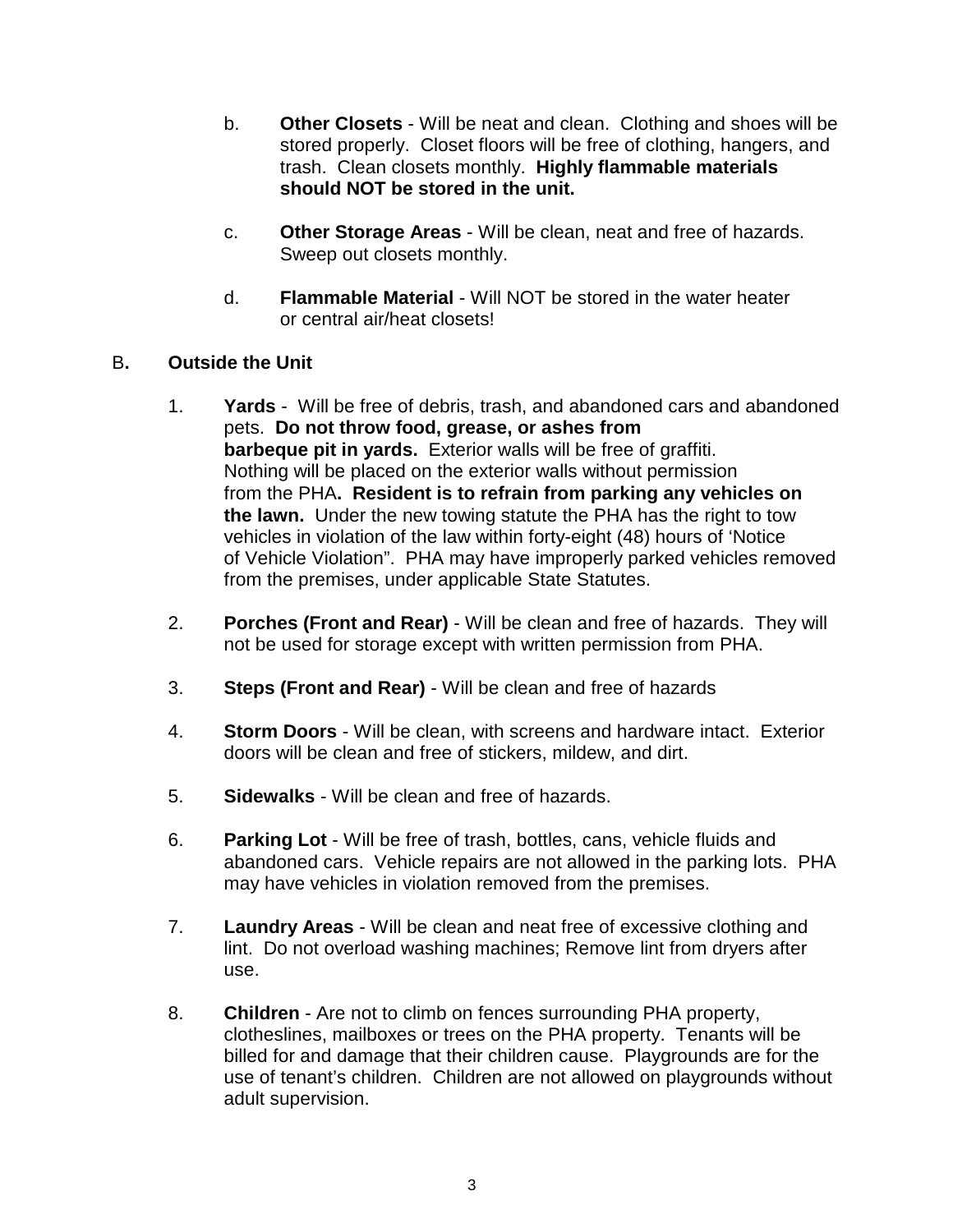b. **Other Closets** - Will be neat and clean. Clothing and shoes will be stored properly. Closet floors will be free of clothing, hangers, and trash. Clean closets monthly. **Highly flammable materials should NOT be stored in the unit.**

c. **Other Storage Areas** - Will be clean, neat and free of hazards. Sweep out closets monthly.

d. **Flammable Material** - Will NOT be stored in the water heater or central air/heat closets!

## B. Outside the Unit

1. **Yards** - Will be free of debris, trash, and abandoned cars and abandoned pets. **Do not throw food, grease, or ashes from barbeque pit in yards.** Exterior walls will be free of graffiti. Nothing will be placed on the exterior walls without permission from the PHA**. Resident is to refrain from parking any vehicles on the lawn.** Under the new towing statute the PHA has the right to tow vehicles in violation of the law within forty-eight (48) hours of 'Notice of Vehicle Violation". PHA may have improperly parked vehicles removed from the premises, under applicable State Statutes.

2. **Porches (Front and Rear)** - Will be clean and free of hazards. They will not be used for storage except with written permission from PHA.

3. **Steps (Front and Rear)** - Will be clean and free of hazards

4. **Storm Doors** - Will be clean, with screens and hardware intact. Exterior doors will be clean and free of stickers, mildew, and dirt.

5. **Sidewalks** - Will be clean and free of hazards.

6. **Parking Lot** - Will be free of trash, bottles, cans, vehicle fluids and abandoned cars. Vehicle repairs are not allowed in the parking lots. PHA may have vehicles in violation removed from the premises.

7. **Laundry Areas** - Will be clean and neat free of excessive clothing and lint. Do not overload washing machines; Remove lint from dryers after use.

8. **Children** - Are not to climb on fences surrounding PHA property, clotheslines, mailboxes or trees on the PHA property. Tenants will be billed for and damage that their children cause. Playgrounds are for the use of tenant's children. Children are not allowed on playgrounds without adult supervision.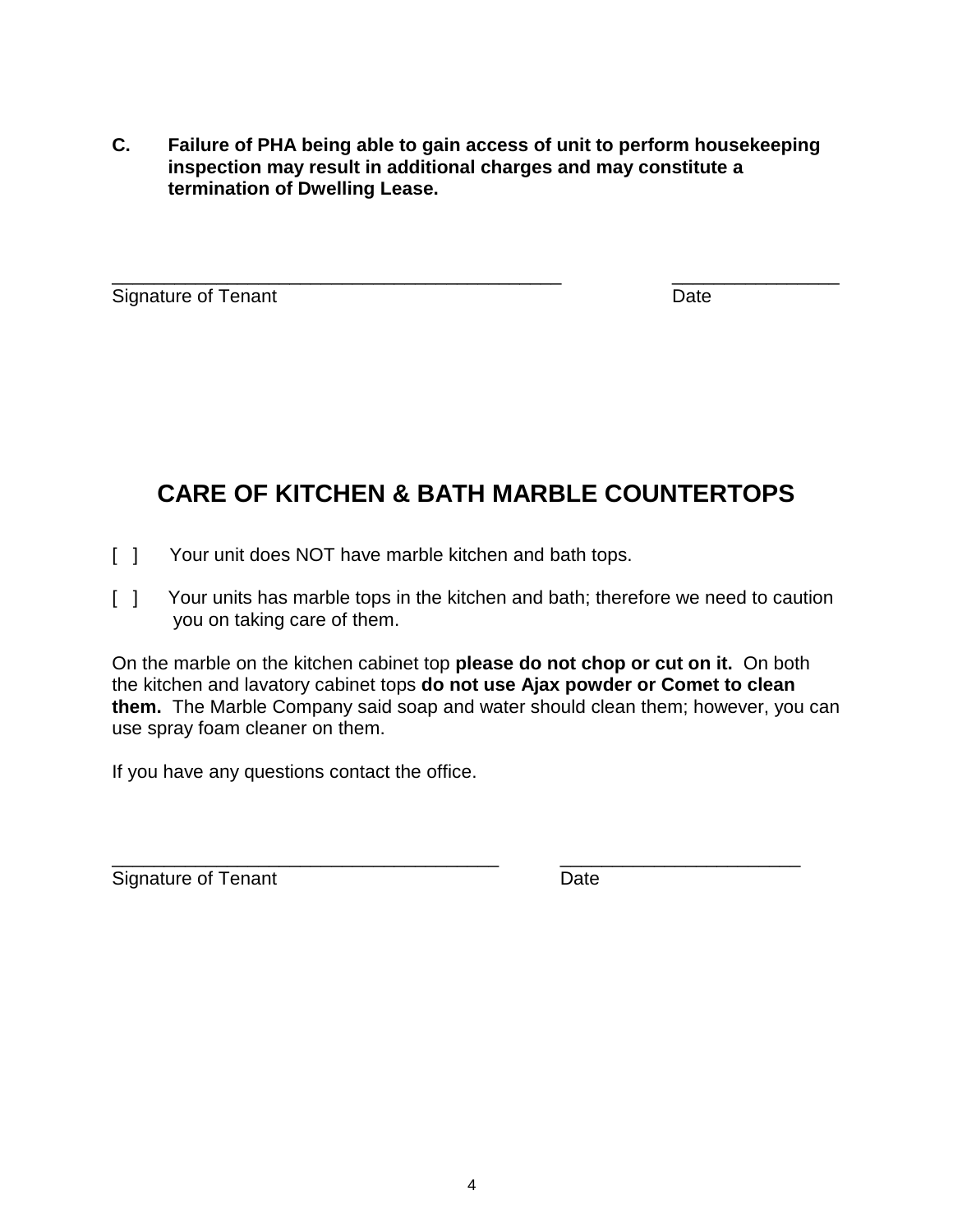**C. Failure of PHA being able to gain access of unit to perform housekeeping inspection may result in additional charges and may constitute a termination of Dwelling Lease.**

_____________________________________________ ________________
Signature of Tenant Date

# CARE OF KITCHEN & BATH MARBLE COUNTERTOPS

[ ] Your unit does NOT have marble kitchen and bath tops.

[ ] Your units has marble tops in the kitchen and bath; therefore we need to caution you on taking care of them.

On the marble on the kitchen cabinet top **please do not chop or cut on it.** On both the kitchen and lavatory cabinet tops **do not use Ajax powder or Comet to clean them.** The Marble Company said soap and water should clean them; however, you can use spray foam cleaner on them.

If you have any questions contact the office.

______________________________________ _______________________
Signature of Tenant Date